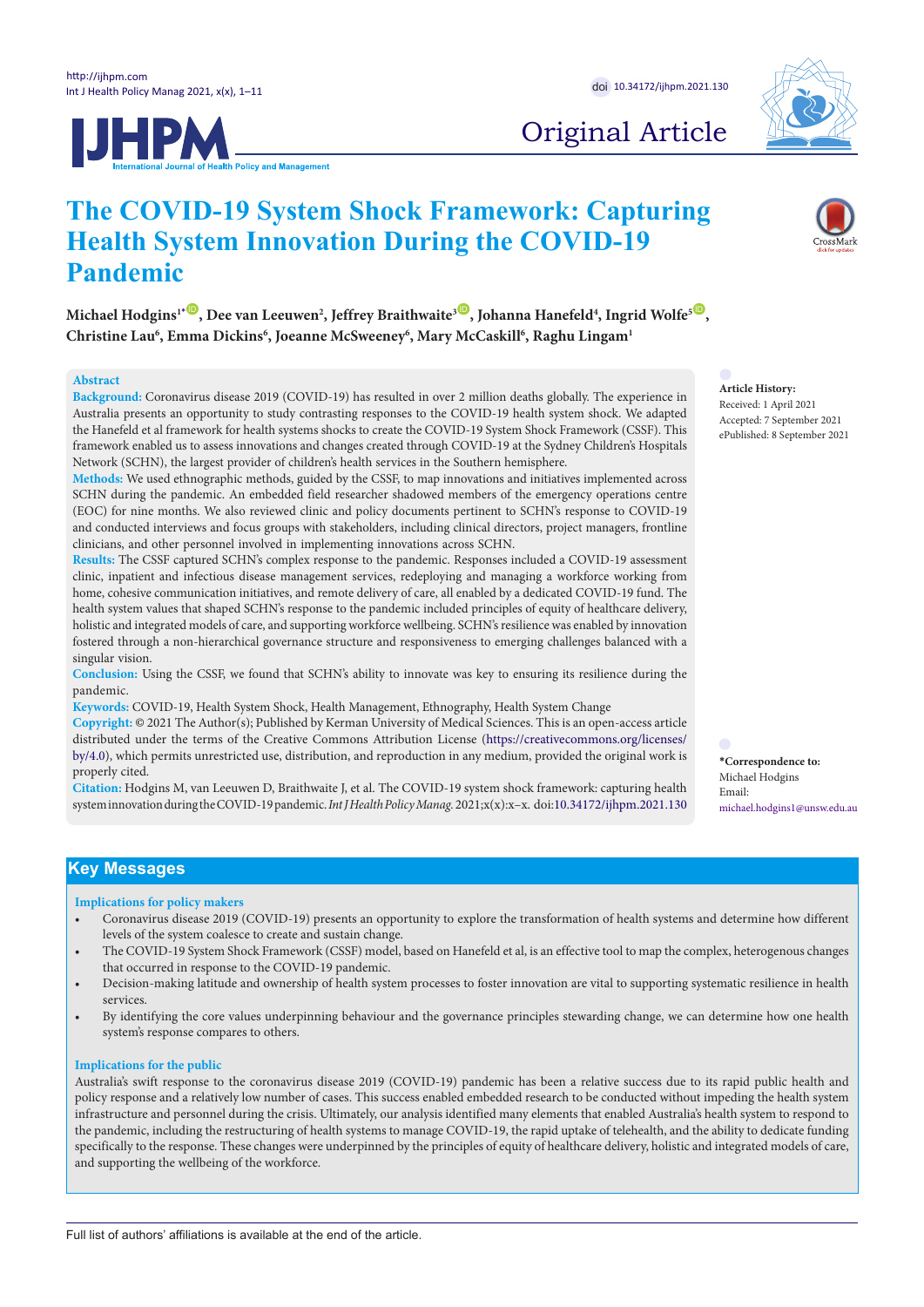Original Article

# The COVID-19 System Shock Framework: Capturing Health System Innovation During the COVID-19 Pandemic

**Michael Hodgins[1*], Dee van Leeuwen[2], Jeffrey Braithwaite[3], Johanna Hanefeld[4], Ingrid Wolfe[5], Christine Lau[6], Emma Dickins[6], Joeanne McSweeney[6], Mary McCaskill[6], Raghu Lingam[1]**

## Abstract

**Background:** Coronavirus disease 2019 (COVID-19) has resulted in over 2 million deaths globally. The experience in Australia presents an opportunity to study contrasting responses to the COVID-19 health system shock. We adapted the Hanefeld et al framework for health systems shocks to create the COVID-19 System Shock Framework (CSSF). This framework enabled us to assess innovations and changes created through COVID-19 at the Sydney Children's Hospitals Network (SCHN), the largest provider of children's health services in the Southern hemisphere.

**Methods:** We used ethnographic methods, guided by the CSSF, to map innovations and initiatives implemented across SCHN during the pandemic. An embedded field researcher shadowed members of the emergency operations centre (EOC) for nine months. We also reviewed clinic and policy documents pertinent to SCHN's response to COVID-19 and conducted interviews and focus groups with stakeholders, including clinical directors, project managers, frontline clinicians, and other personnel involved in implementing innovations across SCHN.

**Results:** The CSSF captured SCHN's complex response to the pandemic. Responses included a COVID-19 assessment clinic, inpatient and infectious disease management services, redeploying and managing a workforce working from home, cohesive communication initiatives, and remote delivery of care, all enabled by a dedicated COVID-19 fund. The health system values that shaped SCHN's response to the pandemic included principles of equity of healthcare delivery, holistic and integrated models of care, and supporting workforce wellbeing. SCHN's resilience was enabled by innovation fostered through a non-hierarchical governance structure and responsiveness to emerging challenges balanced with a singular vision.

**Conclusion:** Using the CSSF, we found that SCHN's ability to innovate was key to ensuring its resilience during the pandemic.

**Keywords:** COVID-19, Health System Shock, Health Management, Ethnography, Health System Change

**Copyright:** © 2021 The Author(s); Published by Kerman University of Medical Sciences. This is an open-access article distributed under the terms of the Creative Commons Attribution License (https://creativecommons.org/licenses/by/4.0), which permits unrestricted use, distribution, and reproduction in any medium, provided the original work is properly cited.

**Citation:** Hodgins M, van Leeuwen D, Braithwaite J, et al. The COVID-19 system shock framework: capturing health system innovation during the COVID-19 pandemic. *Int J Health Policy Manag.* 2021;x(x):x–x. doi:10.34172/ijhpm.2021.130

**Article History:**
Received: 1 April 2021
Accepted: 7 September 2021
ePublished: 8 September 2021

***Correspondence to:**
Michael Hodgins
Email: michael.hodgins1@unsw.edu.au

## Key Messages

### Implications for policy makers

- Coronavirus disease 2019 (COVID-19) presents an opportunity to explore the transformation of health systems and determine how different levels of the system coalesce to create and sustain change.
- The COVID-19 System Shock Framework (CSSF) model, based on Hanefeld et al, is an effective tool to map the complex, heterogenous changes that occurred in response to the COVID-19 pandemic.
- Decision-making latitude and ownership of health system processes to foster innovation are vital to supporting systematic resilience in health services.
- By identifying the core values underpinning behaviour and the governance principles stewarding change, we can determine how one health system's response compares to others.

### Implications for the public

Australia's swift response to the coronavirus disease 2019 (COVID-19) pandemic has been a relative success due to its rapid public health and policy response and a relatively low number of cases. This success enabled embedded research to be conducted without impeding the health system infrastructure and personnel during the crisis. Ultimately, our analysis identified many elements that enabled Australia's health system to respond to the pandemic, including the restructuring of health systems to manage COVID-19, the rapid uptake of telehealth, and the ability to dedicate funding specifically to the response. These changes were underpinned by the principles of equity of healthcare delivery, holistic and integrated models of care, and supporting the wellbeing of the workforce.

Full list of authors' affiliations is available at the end of the article.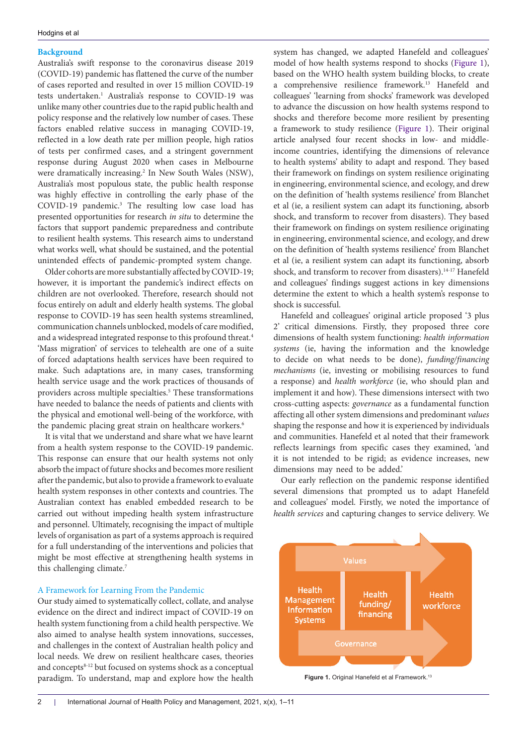## Background

Australia's swift response to the coronavirus disease 2019 (COVID-19) pandemic has flattened the curve of the number of cases reported and resulted in over 15 million COVID-19 tests undertaken.[1] Australia's response to COVID-19 was unlike many other countries due to the rapid public health and policy response and the relatively low number of cases. These factors enabled relative success in managing COVID-19, reflected in a low death rate per million people, high ratios of tests per confirmed cases, and a stringent government response during August 2020 when cases in Melbourne were dramatically increasing.[2] In New South Wales (NSW), Australia's most populous state, the public health response was highly effective in controlling the early phase of the COVID-19 pandemic.[3] The resulting low case load has presented opportunities for research *in situ* to determine the factors that support pandemic preparedness and contribute to resilient health systems. This research aims to understand what works well, what should be sustained, and the potential unintended effects of pandemic-prompted system change.

Older cohorts are more substantially affected by COVID-19; however, it is important the pandemic's indirect effects on children are not overlooked. Therefore, research should not focus entirely on adult and elderly health systems. The global response to COVID-19 has seen health systems streamlined, communication channels unblocked, models of care modified, and a widespread integrated response to this profound threat.[4] 'Mass migration' of services to telehealth are one of a suite of forced adaptations health services have been required to make. Such adaptations are, in many cases, transforming health service usage and the work practices of thousands of providers across multiple specialties.[5] These transformations have needed to balance the needs of patients and clients with the physical and emotional well-being of the workforce, with the pandemic placing great strain on healthcare workers.[6]

It is vital that we understand and share what we have learnt from a health system response to the COVID-19 pandemic. This response can ensure that our health systems not only absorb the impact of future shocks and becomes more resilient after the pandemic, but also to provide a framework to evaluate health system responses in other contexts and countries. The Australian context has enabled embedded research to be carried out without impeding health system infrastructure and personnel. Ultimately, recognising the impact of multiple levels of organisation as part of a systems approach is required for a full understanding of the interventions and policies that might be most effective at strengthening health systems in this challenging climate.[7]

### A Framework for Learning From the Pandemic

Our study aimed to systematically collect, collate, and analyse evidence on the direct and indirect impact of COVID-19 on health system functioning from a child health perspective. We also aimed to analyse health system innovations, successes, and challenges in the context of Australian health policy and local needs. We drew on resilient healthcare cases, theories and concepts[8-12] but focused on systems shock as a conceptual paradigm. To understand, map and explore how the health system has changed, we adapted Hanefeld and colleagues' model of how health systems respond to shocks (Figure 1), based on the WHO health system building blocks, to create a comprehensive resilience framework.[13] Hanefeld and colleagues' 'learning from shocks' framework was developed to advance the discussion on how health systems respond to shocks and therefore become more resilient by presenting a framework to study resilience (Figure 1). Their original article analysed four recent shocks in low- and middle-income countries, identifying the dimensions of relevance to health systems' ability to adapt and respond. They based their framework on findings on system resilience originating in engineering, environmental science, and ecology, and drew on the definition of 'health systems resilience' from Blanchet et al (ie, a resilient system can adapt its functioning, absorb shock, and transform to recover from disasters). They based their framework on findings on system resilience originating in engineering, environmental science, and ecology, and drew on the definition of 'health systems resilience' from Blanchet et al (ie, a resilient system can adapt its functioning, absorb shock, and transform to recover from disasters).[14-17] Hanefeld and colleagues' findings suggest actions in key dimensions determine the extent to which a health system's response to shock is successful.

Hanefeld and colleagues' original article proposed '3 plus 2' critical dimensions. Firstly, they proposed three core dimensions of health system functioning: *health information systems* (ie, having the information and the knowledge to decide on what needs to be done), *funding/financing mechanisms* (ie, investing or mobilising resources to fund a response) and *health workforce* (ie, who should plan and implement it and how). These dimensions intersect with two cross-cutting aspects: *governance* as a fundamental function affecting all other system dimensions and predominant *values* shaping the response and how it is experienced by individuals and communities. Hanefeld et al noted that their framework reflects learnings from specific cases they examined, 'and it is not intended to be rigid; as evidence increases, new dimensions may need to be added.'

Our early reflection on the pandemic response identified several dimensions that prompted us to adapt Hanefeld and colleagues' model. Firstly, we noted the importance of *health services* and capturing changes to service delivery. We

Values

Health Management Information Systems

Health funding/ financing

Health workforce

Governance

**Figure 1.** Original Hanefeld et al Framework.[13]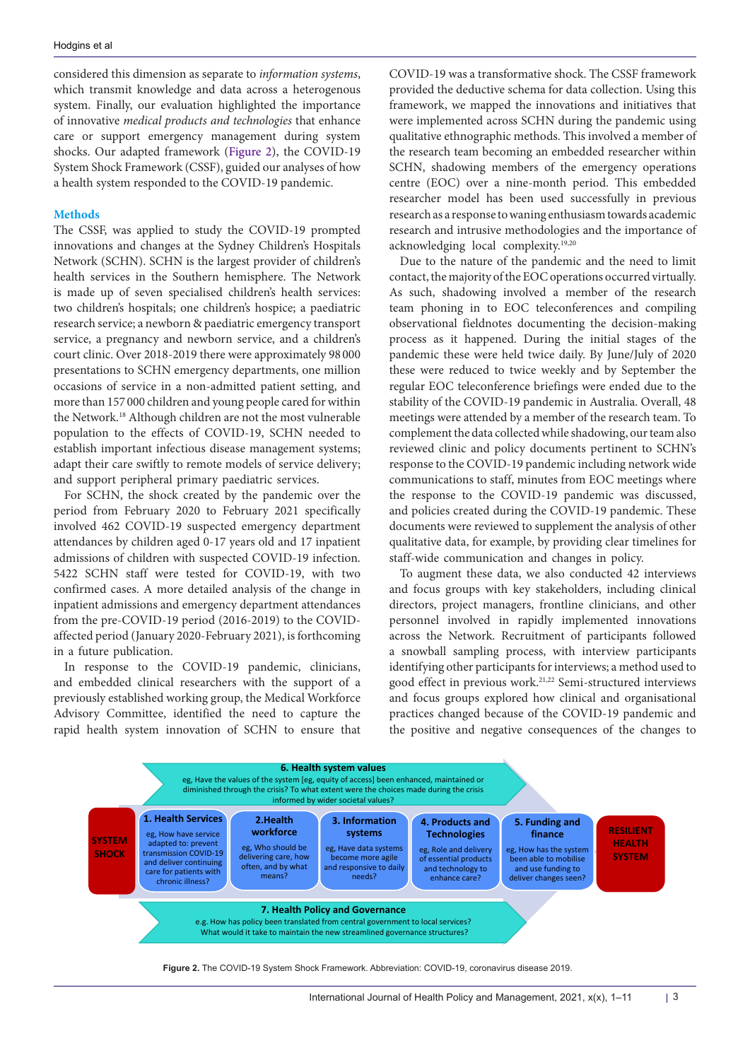considered this dimension as separate to *information systems*, which transmit knowledge and data across a heterogenous system. Finally, our evaluation highlighted the importance of innovative *medical products and technologies* that enhance care or support emergency management during system shocks. Our adapted framework (Figure 2), the COVID-19 System Shock Framework (CSSF), guided our analyses of how a health system responded to the COVID-19 pandemic.

## Methods

The CSSF, was applied to study the COVID-19 prompted innovations and changes at the Sydney Children's Hospitals Network (SCHN). SCHN is the largest provider of children's health services in the Southern hemisphere. The Network is made up of seven specialised children's health services: two children's hospitals; one children's hospice; a paediatric research service; a newborn & paediatric emergency transport service, a pregnancy and newborn service, and a children's court clinic. Over 2018-2019 there were approximately 98 000 presentations to SCHN emergency departments, one million occasions of service in a non-admitted patient setting, and more than 157 000 children and young people cared for within the Network.[18] Although children are not the most vulnerable population to the effects of COVID-19, SCHN needed to establish important infectious disease management systems; adapt their care swiftly to remote models of service delivery; and support peripheral primary paediatric services.

For SCHN, the shock created by the pandemic over the period from February 2020 to February 2021 specifically involved 462 COVID-19 suspected emergency department attendances by children aged 0-17 years old and 17 inpatient admissions of children with suspected COVID-19 infection. 5422 SCHN staff were tested for COVID-19, with two confirmed cases. A more detailed analysis of the change in inpatient admissions and emergency department attendances from the pre-COVID-19 period (2016-2019) to the COVID-affected period (January 2020-February 2021), is forthcoming in a future publication.

In response to the COVID-19 pandemic, clinicians, and embedded clinical researchers with the support of a previously established working group, the Medical Workforce Advisory Committee, identified the need to capture the rapid health system innovation of SCHN to ensure that COVID-19 was a transformative shock. The CSSF framework provided the deductive schema for data collection. Using this framework, we mapped the innovations and initiatives that were implemented across SCHN during the pandemic using qualitative ethnographic methods. This involved a member of the research team becoming an embedded researcher within SCHN, shadowing members of the emergency operations centre (EOC) over a nine-month period. This embedded researcher model has been used successfully in previous research as a response to waning enthusiasm towards academic research and intrusive methodologies and the importance of acknowledging local complexity.[19,20]

Due to the nature of the pandemic and the need to limit contact, the majority of the EOC operations occurred virtually. As such, shadowing involved a member of the research team phoning in to EOC teleconferences and compiling observational fieldnotes documenting the decision-making process as it happened. During the initial stages of the pandemic these were held twice daily. By June/July of 2020 these were reduced to twice weekly and by September the regular EOC teleconference briefings were ended due to the stability of the COVID-19 pandemic in Australia. Overall, 48 meetings were attended by a member of the research team. To complement the data collected while shadowing, our team also reviewed clinic and policy documents pertinent to SCHN's response to the COVID-19 pandemic including network wide communications to staff, minutes from EOC meetings where the response to the COVID-19 pandemic was discussed, and policies created during the COVID-19 pandemic. These documents were reviewed to supplement the analysis of other qualitative data, for example, by providing clear timelines for staff-wide communication and changes in policy.

To augment these data, we also conducted 42 interviews and focus groups with key stakeholders, including clinical directors, project managers, frontline clinicians, and other personnel involved in rapidly implemented innovations across the Network. Recruitment of participants followed a snowball sampling process, with interview participants identifying other participants for interviews; a method used to good effect in previous work.[21,22] Semi-structured interviews and focus groups explored how clinical and organisational practices changed because of the COVID-19 pandemic and the positive and negative consequences of the changes to

**6. Health system values**
eg, Have the values of the system [eg, equity of access] been enhanced, maintained or diminished through the crisis? To what extent were the choices made during the crisis informed by wider societal values?

**SYSTEM SHOCK**

**1. Health Services** — eg, How have service adapted to: prevent transmission COVID-19 and deliver continuing care for patients with chronic illness?

**2. Health workforce** — eg, Who should be delivering care, how often, and by what means?

**3. Information systems** — eg, Have data systems become more agile and responsive to daily needs?

**4. Products and Technologies** — eg, Role and delivery of essential products and technology to enhance care?

**5. Funding and finance** — eg, How has the system been able to mobilise and use funding to deliver changes seen?

**RESILIENT HEALTH SYSTEM**

**7. Health Policy and Governance**
e.g. How has policy been translated from central government to local services? What would it take to maintain the new streamlined governance structures?

**Figure 2.** The COVID-19 System Shock Framework. Abbreviation: COVID-19, coronavirus disease 2019.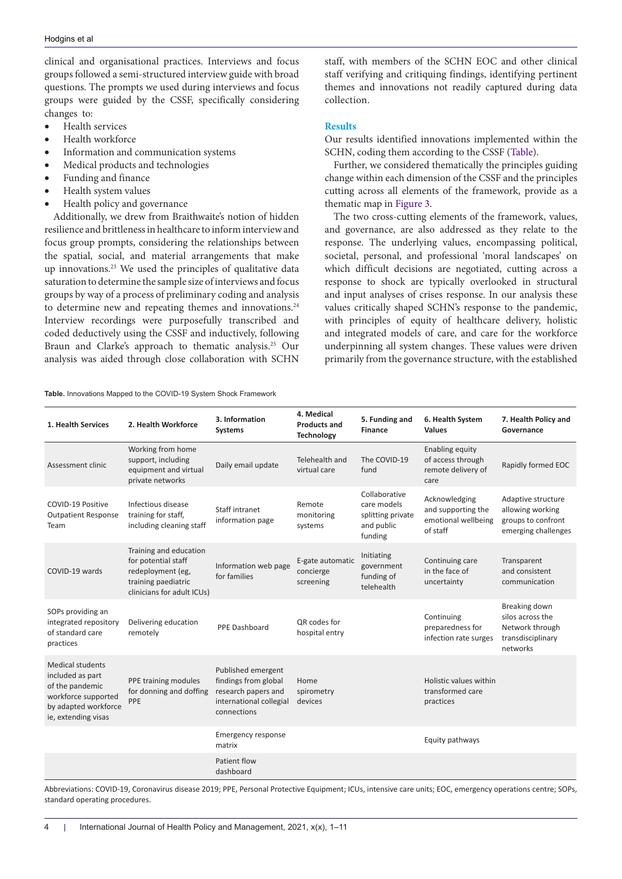clinical and organisational practices. Interviews and focus groups followed a semi-structured interview guide with broad questions. The prompts we used during interviews and focus groups were guided by the CSSF, specifically considering changes to:

- Health services
- Health workforce
- Information and communication systems
- Medical products and technologies
- Funding and finance
- Health system values
- Health policy and governance

Additionally, we drew from Braithwaite's notion of hidden resilience and brittleness in healthcare to inform interview and focus group prompts, considering the relationships between the spatial, social, and material arrangements that make up innovations.[23] We used the principles of qualitative data saturation to determine the sample size of interviews and focus groups by way of a process of preliminary coding and analysis to determine new and repeating themes and innovations.[24] Interview recordings were purposefully transcribed and coded deductively using the CSSF and inductively, following Braun and Clarke's approach to thematic analysis.[25] Our analysis was aided through close collaboration with SCHN staff, with members of the SCHN EOC and other clinical staff verifying and critiquing findings, identifying pertinent themes and innovations not readily captured during data collection.

## Results

Our results identified innovations implemented within the SCHN, coding them according to the CSSF (Table).

Further, we considered thematically the principles guiding change within each dimension of the CSSF and the principles cutting across all elements of the framework, provide as a thematic map in Figure 3.

The two cross-cutting elements of the framework, values, and governance, are also addressed as they relate to the response. The underlying values, encompassing political, societal, personal, and professional 'moral landscapes' on which difficult decisions are negotiated, cutting across a response to shock are typically overlooked in structural and input analyses of crises response. In our analysis these values critically shaped SCHN's response to the pandemic, with principles of equity of healthcare delivery, holistic and integrated models of care, and care for the workforce underpinning all system changes. These values were driven primarily from the governance structure, with the established

**Table.** Innovations Mapped to the COVID-19 System Shock Framework

| 1. Health Services | 2. Health Workforce | 3. Information Systems | 4. Medical Products and Technology | 5. Funding and Finance | 6. Health System Values | 7. Health Policy and Governance |
|---|---|---|---|---|---|---|
| Assessment clinic | Working from home support, including equipment and virtual private networks | Daily email update | Telehealth and virtual care | The COVID-19 fund | Enabling equity of access through remote delivery of care | Rapidly formed EOC |
| COVID-19 Positive Outpatient Response Team | Infectious disease training for staff, including cleaning staff | Staff intranet information page | Remote monitoring systems | Collaborative care models splitting private and public funding | Acknowledging and supporting the emotional wellbeing of staff | Adaptive structure allowing working groups to confront emerging challenges |
| COVID-19 wards | Training and education for potential staff redeployment (eg, training paediatric clinicians for adult ICUs) | Information web page for families | E-gate automatic concierge screening | Initiating government funding of telehealth | Continuing care in the face of uncertainty | Transparent and consistent communication |
| SOPs providing an integrated repository of standard care practices | Delivering education remotely | PPE Dashboard | QR codes for hospital entry | | Continuing preparedness for infection rate surges | Breaking down silos across the Network through transdisciplinary networks |
| Medical students included as part of the pandemic workforce supported by adapted workforce ie, extending visas | PPE training modules for donning and doffing PPE | Published emergent findings from global research papers and international collegial connections | Home spirometry devices | | Holistic values within transformed care practices | |
| | | Emergency response matrix | | | Equity pathways | |
| | | Patient flow dashboard | | | | |

Abbreviations: COVID-19, Coronavirus disease 2019; PPE, Personal Protective Equipment; ICUs, intensive care units; EOC, emergency operations centre; SOPs, standard operating procedures.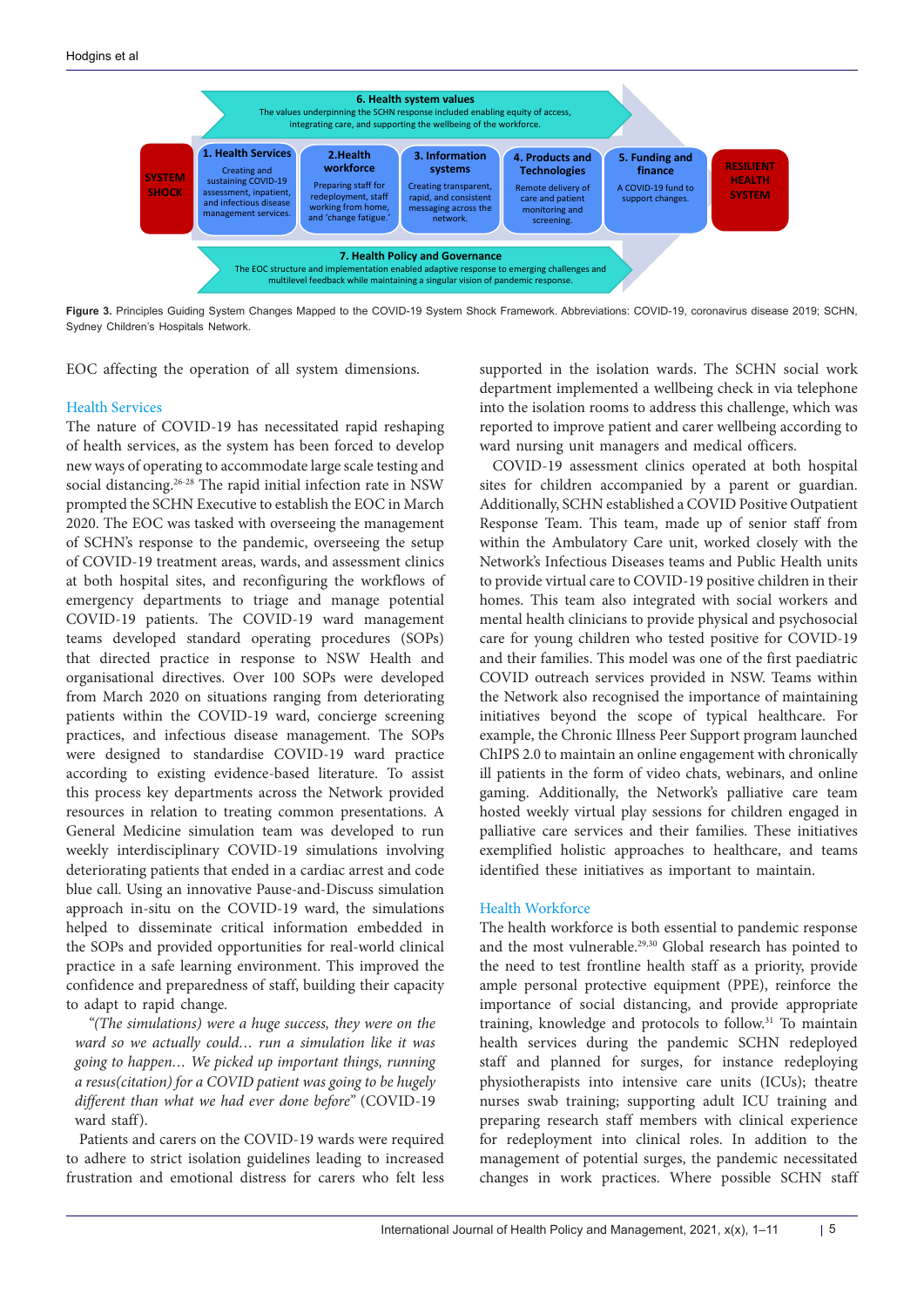6. Health system values
The values underpinning the SCHN response included enabling equity of access, integrating care, and supporting the wellbeing of the workforce.

SYSTEM SHOCK

1. Health Services
Creating and sustaining COVID-19 assessment, inpatient, and infectious disease management services.

2. Health workforce
Preparing staff for redeployment, staff working from home, and 'change fatigue.'

3. Information systems
Creating transparent, rapid, and consistent messaging across the network.

4. Products and Technologies
Remote delivery of care and patient monitoring and screening.

5. Funding and finance
A COVID-19 fund to support changes.

RESILIENT HEALTH SYSTEM

7. Health Policy and Governance
The EOC structure and implementation enabled adaptive response to emerging challenges and multilevel feedback while maintaining a singular vision of pandemic response.

**Figure 3.** Principles Guiding System Changes Mapped to the COVID-19 System Shock Framework. Abbreviations: COVID-19, coronavirus disease 2019; SCHN, Sydney Children's Hospitals Network.

EOC affecting the operation of all system dimensions.

### Health Services

The nature of COVID-19 has necessitated rapid reshaping of health services, as the system has been forced to develop new ways of operating to accommodate large scale testing and social distancing.[26-28] The rapid initial infection rate in NSW prompted the SCHN Executive to establish the EOC in March 2020. The EOC was tasked with overseeing the management of SCHN's response to the pandemic, overseeing the setup of COVID-19 treatment areas, wards, and assessment clinics at both hospital sites, and reconfiguring the workflows of emergency departments to triage and manage potential COVID-19 patients. The COVID-19 ward management teams developed standard operating procedures (SOPs) that directed practice in response to NSW Health and organisational directives. Over 100 SOPs were developed from March 2020 on situations ranging from deteriorating patients within the COVID-19 ward, concierge screening practices, and infectious disease management. The SOPs were designed to standardise COVID-19 ward practice according to existing evidence-based literature. To assist this process key departments across the Network provided resources in relation to treating common presentations. A General Medicine simulation team was developed to run weekly interdisciplinary COVID-19 simulations involving deteriorating patients that ended in a cardiac arrest and code blue call. Using an innovative Pause-and-Discuss simulation approach in-situ on the COVID-19 ward, the simulations helped to disseminate critical information embedded in the SOPs and provided opportunities for real-world clinical practice in a safe learning environment. This improved the confidence and preparedness of staff, building their capacity to adapt to rapid change.

*"(The simulations) were a huge success, they were on the ward so we actually could… run a simulation like it was going to happen… We picked up important things, running a resus(citation) for a COVID patient was going to be hugely different than what we had ever done before"* (COVID-19 ward staff).

Patients and carers on the COVID-19 wards were required to adhere to strict isolation guidelines leading to increased frustration and emotional distress for carers who felt less supported in the isolation wards. The SCHN social work department implemented a wellbeing check in via telephone into the isolation rooms to address this challenge, which was reported to improve patient and carer wellbeing according to ward nursing unit managers and medical officers.

COVID-19 assessment clinics operated at both hospital sites for children accompanied by a parent or guardian. Additionally, SCHN established a COVID Positive Outpatient Response Team. This team, made up of senior staff from within the Ambulatory Care unit, worked closely with the Network's Infectious Diseases teams and Public Health units to provide virtual care to COVID-19 positive children in their homes. This team also integrated with social workers and mental health clinicians to provide physical and psychosocial care for young children who tested positive for COVID-19 and their families. This model was one of the first paediatric COVID outreach services provided in NSW. Teams within the Network also recognised the importance of maintaining initiatives beyond the scope of typical healthcare. For example, the Chronic Illness Peer Support program launched ChIPS 2.0 to maintain an online engagement with chronically ill patients in the form of video chats, webinars, and online gaming. Additionally, the Network's palliative care team hosted weekly virtual play sessions for children engaged in palliative care services and their families. These initiatives exemplified holistic approaches to healthcare, and teams identified these initiatives as important to maintain.

### Health Workforce

The health workforce is both essential to pandemic response and the most vulnerable.[29,30] Global research has pointed to the need to test frontline health staff as a priority, provide ample personal protective equipment (PPE), reinforce the importance of social distancing, and provide appropriate training, knowledge and protocols to follow.[31] To maintain health services during the pandemic SCHN redeployed staff and planned for surges, for instance redeploying physiotherapists into intensive care units (ICUs); theatre nurses swab training; supporting adult ICU training and preparing research staff members with clinical experience for redeployment into clinical roles. In addition to the management of potential surges, the pandemic necessitated changes in work practices. Where possible SCHN staff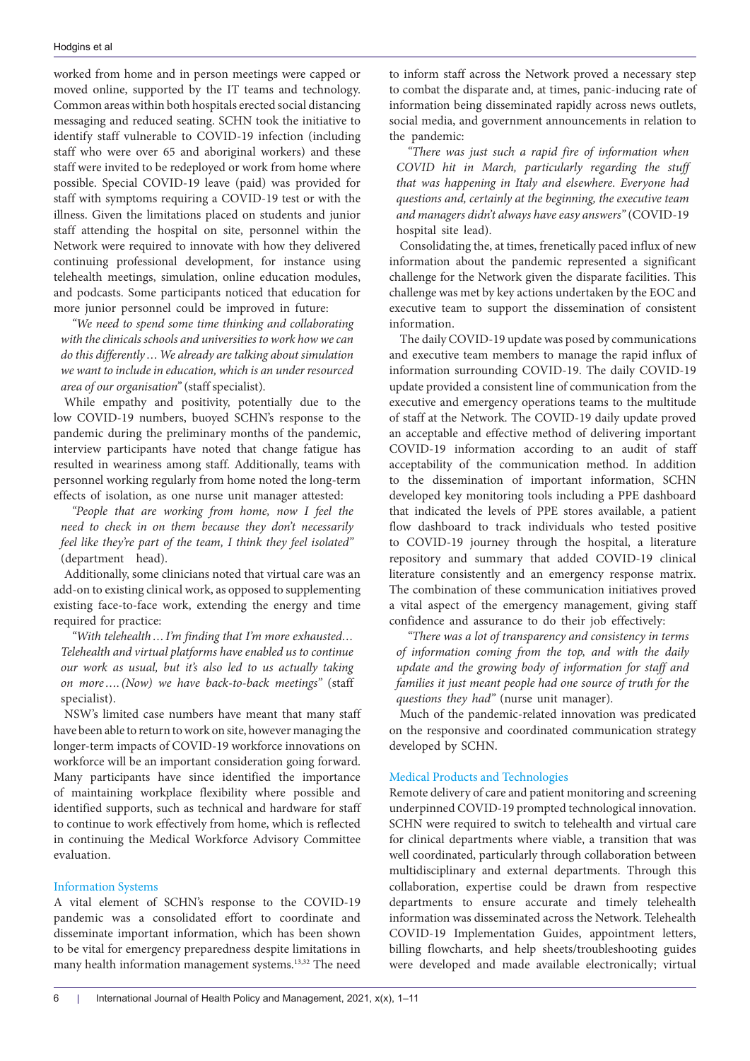worked from home and in person meetings were capped or moved online, supported by the IT teams and technology. Common areas within both hospitals erected social distancing messaging and reduced seating. SCHN took the initiative to identify staff vulnerable to COVID-19 infection (including staff who were over 65 and aboriginal workers) and these staff were invited to be redeployed or work from home where possible. Special COVID-19 leave (paid) was provided for staff with symptoms requiring a COVID-19 test or with the illness. Given the limitations placed on students and junior staff attending the hospital on site, personnel within the Network were required to innovate with how they delivered continuing professional development, for instance using telehealth meetings, simulation, online education modules, and podcasts. Some participants noticed that education for more junior personnel could be improved in future:

> *"We need to spend some time thinking and collaborating with the clinicals schools and universities to work how we can do this differently… We already are talking about simulation we want to include in education, which is an under resourced area of our organisation"* (staff specialist).

While empathy and positivity, potentially due to the low COVID-19 numbers, buoyed SCHN's response to the pandemic during the preliminary months of the pandemic, interview participants have noted that change fatigue has resulted in weariness among staff. Additionally, teams with personnel working regularly from home noted the long-term effects of isolation, as one nurse unit manager attested:

> *"People that are working from home, now I feel the need to check in on them because they don't necessarily feel like they're part of the team, I think they feel isolated"* (department head).

Additionally, some clinicians noted that virtual care was an add-on to existing clinical work, as opposed to supplementing existing face-to-face work, extending the energy and time required for practice:

> *"With telehealth… I'm finding that I'm more exhausted… Telehealth and virtual platforms have enabled us to continue our work as usual, but it's also led to us actually taking on more…. (Now) we have back-to-back meetings"* (staff specialist).

NSW's limited case numbers have meant that many staff have been able to return to work on site, however managing the longer-term impacts of COVID-19 workforce innovations on workforce will be an important consideration going forward. Many participants have since identified the importance of maintaining workplace flexibility where possible and identified supports, such as technical and hardware for staff to continue to work effectively from home, which is reflected in continuing the Medical Workforce Advisory Committee evaluation.

### Information Systems

A vital element of SCHN's response to the COVID-19 pandemic was a consolidated effort to coordinate and disseminate important information, which has been shown to be vital for emergency preparedness despite limitations in many health information management systems.[13,32] The need to inform staff across the Network proved a necessary step to combat the disparate and, at times, panic-inducing rate of information being disseminated rapidly across news outlets, social media, and government announcements in relation to the pandemic:

> *"There was just such a rapid fire of information when COVID hit in March, particularly regarding the stuff that was happening in Italy and elsewhere. Everyone had questions and, certainly at the beginning, the executive team and managers didn't always have easy answers"* (COVID-19 hospital site lead).

Consolidating the, at times, frenetically paced influx of new information about the pandemic represented a significant challenge for the Network given the disparate facilities. This challenge was met by key actions undertaken by the EOC and executive team to support the dissemination of consistent information.

The daily COVID-19 update was posed by communications and executive team members to manage the rapid influx of information surrounding COVID-19. The daily COVID-19 update provided a consistent line of communication from the executive and emergency operations teams to the multitude of staff at the Network. The COVID-19 daily update proved an acceptable and effective method of delivering important COVID-19 information according to an audit of staff acceptability of the communication method. In addition to the dissemination of important information, SCHN developed key monitoring tools including a PPE dashboard that indicated the levels of PPE stores available, a patient flow dashboard to track individuals who tested positive to COVID-19 journey through the hospital, a literature repository and summary that added COVID-19 clinical literature consistently and an emergency response matrix. The combination of these communication initiatives proved a vital aspect of the emergency management, giving staff confidence and assurance to do their job effectively:

> *"There was a lot of transparency and consistency in terms of information coming from the top, and with the daily update and the growing body of information for staff and families it just meant people had one source of truth for the questions they had"* (nurse unit manager).

Much of the pandemic-related innovation was predicated on the responsive and coordinated communication strategy developed by SCHN.

### Medical Products and Technologies

Remote delivery of care and patient monitoring and screening underpinned COVID-19 prompted technological innovation. SCHN were required to switch to telehealth and virtual care for clinical departments where viable, a transition that was well coordinated, particularly through collaboration between multidisciplinary and external departments. Through this collaboration, expertise could be drawn from respective departments to ensure accurate and timely telehealth information was disseminated across the Network. Telehealth COVID-19 Implementation Guides, appointment letters, billing flowcharts, and help sheets/troubleshooting guides were developed and made available electronically; virtual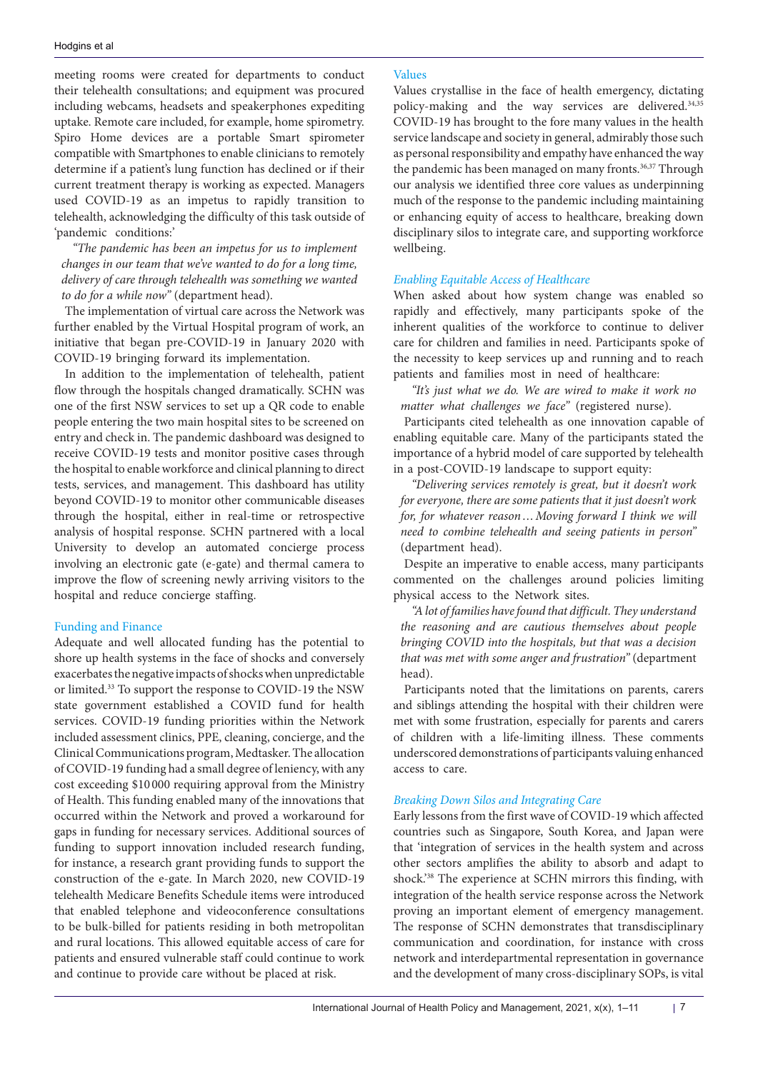meeting rooms were created for departments to conduct their telehealth consultations; and equipment was procured including webcams, headsets and speakerphones expediting uptake. Remote care included, for example, home spirometry. Spiro Home devices are a portable Smart spirometer compatible with Smartphones to enable clinicians to remotely determine if a patient's lung function has declined or if their current treatment therapy is working as expected. Managers used COVID-19 as an impetus to rapidly transition to telehealth, acknowledging the difficulty of this task outside of 'pandemic conditions:'

> *"The pandemic has been an impetus for us to implement changes in our team that we've wanted to do for a long time, delivery of care through telehealth was something we wanted to do for a while now"* (department head).

The implementation of virtual care across the Network was further enabled by the Virtual Hospital program of work, an initiative that began pre-COVID-19 in January 2020 with COVID-19 bringing forward its implementation.

In addition to the implementation of telehealth, patient flow through the hospitals changed dramatically. SCHN was one of the first NSW services to set up a QR code to enable people entering the two main hospital sites to be screened on entry and check in. The pandemic dashboard was designed to receive COVID-19 tests and monitor positive cases through the hospital to enable workforce and clinical planning to direct tests, services, and management. This dashboard has utility beyond COVID-19 to monitor other communicable diseases through the hospital, either in real-time or retrospective analysis of hospital response. SCHN partnered with a local University to develop an automated concierge process involving an electronic gate (e-gate) and thermal camera to improve the flow of screening newly arriving visitors to the hospital and reduce concierge staffing.

### Funding and Finance

Adequate and well allocated funding has the potential to shore up health systems in the face of shocks and conversely exacerbates the negative impacts of shocks when unpredictable or limited.[33] To support the response to COVID-19 the NSW state government established a COVID fund for health services. COVID-19 funding priorities within the Network included assessment clinics, PPE, cleaning, concierge, and the Clinical Communications program, Medtasker. The allocation of COVID-19 funding had a small degree of leniency, with any cost exceeding $10 000 requiring approval from the Ministry of Health. This funding enabled many of the innovations that occurred within the Network and proved a workaround for gaps in funding for necessary services. Additional sources of funding to support innovation included research funding, for instance, a research grant providing funds to support the construction of the e-gate. In March 2020, new COVID-19 telehealth Medicare Benefits Schedule items were introduced that enabled telephone and videoconference consultations to be bulk-billed for patients residing in both metropolitan and rural locations. This allowed equitable access of care for patients and ensured vulnerable staff could continue to work and continue to provide care without be placed at risk.

### Values

Values crystallise in the face of health emergency, dictating policy-making and the way services are delivered.[34,35] COVID-19 has brought to the fore many values in the health service landscape and society in general, admirably those such as personal responsibility and empathy have enhanced the way the pandemic has been managed on many fronts.[36,37] Through our analysis we identified three core values as underpinning much of the response to the pandemic including maintaining or enhancing equity of access to healthcare, breaking down disciplinary silos to integrate care, and supporting workforce wellbeing.

#### *Enabling Equitable Access of Healthcare*

When asked about how system change was enabled so rapidly and effectively, many participants spoke of the inherent qualities of the workforce to continue to deliver care for children and families in need. Participants spoke of the necessity to keep services up and running and to reach patients and families most in need of healthcare:

> *"It's just what we do. We are wired to make it work no matter what challenges we face"* (registered nurse).

Participants cited telehealth as one innovation capable of enabling equitable care. Many of the participants stated the importance of a hybrid model of care supported by telehealth in a post-COVID-19 landscape to support equity:

> *"Delivering services remotely is great, but it doesn't work for everyone, there are some patients that it just doesn't work for, for whatever reason… Moving forward I think we will need to combine telehealth and seeing patients in person"* (department head).

Despite an imperative to enable access, many participants commented on the challenges around policies limiting physical access to the Network sites.

> *"A lot of families have found that difficult. They understand the reasoning and are cautious themselves about people bringing COVID into the hospitals, but that was a decision that was met with some anger and frustration"* (department head).

Participants noted that the limitations on parents, carers and siblings attending the hospital with their children were met with some frustration, especially for parents and carers of children with a life-limiting illness. These comments underscored demonstrations of participants valuing enhanced access to care.

#### *Breaking Down Silos and Integrating Care*

Early lessons from the first wave of COVID-19 which affected countries such as Singapore, South Korea, and Japan were that 'integration of services in the health system and across other sectors amplifies the ability to absorb and adapt to shock.'[38] The experience at SCHN mirrors this finding, with integration of the health service response across the Network proving an important element of emergency management. The response of SCHN demonstrates that transdisciplinary communication and coordination, for instance with cross network and interdepartmental representation in governance and the development of many cross-disciplinary SOPs, is vital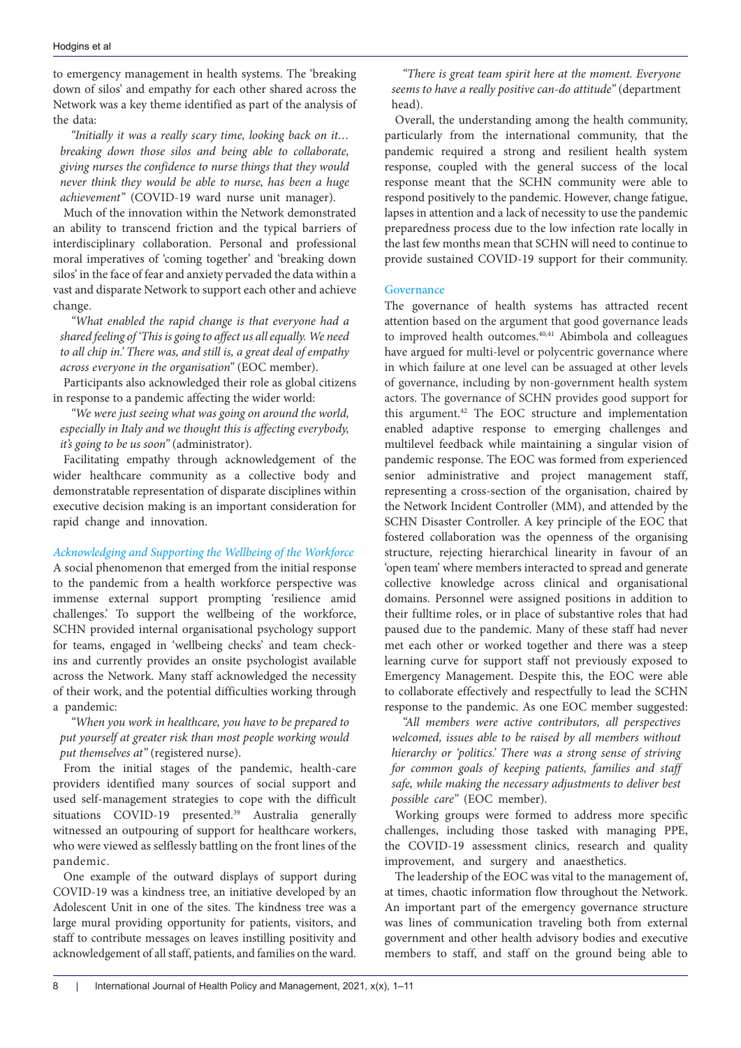to emergency management in health systems. The 'breaking down of silos' and empathy for each other shared across the Network was a key theme identified as part of the analysis of the data:

*"Initially it was a really scary time, looking back on it… breaking down those silos and being able to collaborate, giving nurses the confidence to nurse things that they would never think they would be able to nurse, has been a huge achievement"* (COVID-19 ward nurse unit manager).

Much of the innovation within the Network demonstrated an ability to transcend friction and the typical barriers of interdisciplinary collaboration. Personal and professional moral imperatives of 'coming together' and 'breaking down silos' in the face of fear and anxiety pervaded the data within a vast and disparate Network to support each other and achieve change.

*"What enabled the rapid change is that everyone had a shared feeling of 'This is going to affect us all equally. We need to all chip in.' There was, and still is, a great deal of empathy across everyone in the organisation"* (EOC member).

Participants also acknowledged their role as global citizens in response to a pandemic affecting the wider world:

*"We were just seeing what was going on around the world, especially in Italy and we thought this is affecting everybody, it's going to be us soon"* (administrator).

Facilitating empathy through acknowledgement of the wider healthcare community as a collective body and demonstratable representation of disparate disciplines within executive decision making is an important consideration for rapid change and innovation.

#### *Acknowledging and Supporting the Wellbeing of the Workforce*

A social phenomenon that emerged from the initial response to the pandemic from a health workforce perspective was immense external support prompting 'resilience amid challenges.' To support the wellbeing of the workforce, SCHN provided internal organisational psychology support for teams, engaged in 'wellbeing checks' and team check-ins and currently provides an onsite psychologist available across the Network. Many staff acknowledged the necessity of their work, and the potential difficulties working through a pandemic:

*"When you work in healthcare, you have to be prepared to put yourself at greater risk than most people working would put themselves at"* (registered nurse).

From the initial stages of the pandemic, health-care providers identified many sources of social support and used self-management strategies to cope with the difficult situations COVID-19 presented.[39] Australia generally witnessed an outpouring of support for healthcare workers, who were viewed as selflessly battling on the front lines of the pandemic.

One example of the outward displays of support during COVID-19 was a kindness tree, an initiative developed by an Adolescent Unit in one of the sites. The kindness tree was a large mural providing opportunity for patients, visitors, and staff to contribute messages on leaves instilling positivity and acknowledgement of all staff, patients, and families on the ward.

*"There is great team spirit here at the moment. Everyone seems to have a really positive can-do attitude"* (department head).

Overall, the understanding among the health community, particularly from the international community, that the pandemic required a strong and resilient health system response, coupled with the general success of the local response meant that the SCHN community were able to respond positively to the pandemic. However, change fatigue, lapses in attention and a lack of necessity to use the pandemic preparedness process due to the low infection rate locally in the last few months mean that SCHN will need to continue to provide sustained COVID-19 support for their community.

### Governance

The governance of health systems has attracted recent attention based on the argument that good governance leads to improved health outcomes.[40,41] Abimbola and colleagues have argued for multi-level or polycentric governance where in which failure at one level can be assuaged at other levels of governance, including by non-government health system actors. The governance of SCHN provides good support for this argument.[42] The EOC structure and implementation enabled adaptive response to emerging challenges and multilevel feedback while maintaining a singular vision of pandemic response. The EOC was formed from experienced senior administrative and project management staff, representing a cross-section of the organisation, chaired by the Network Incident Controller (MM), and attended by the SCHN Disaster Controller. A key principle of the EOC that fostered collaboration was the openness of the organising structure, rejecting hierarchical linearity in favour of an 'open team' where members interacted to spread and generate collective knowledge across clinical and organisational domains. Personnel were assigned positions in addition to their fulltime roles, or in place of substantive roles that had paused due to the pandemic. Many of these staff had never met each other or worked together and there was a steep learning curve for support staff not previously exposed to Emergency Management. Despite this, the EOC were able to collaborate effectively and respectfully to lead the SCHN response to the pandemic. As one EOC member suggested:

*"All members were active contributors, all perspectives welcomed, issues able to be raised by all members without hierarchy or 'politics.' There was a strong sense of striving for common goals of keeping patients, families and staff safe, while making the necessary adjustments to deliver best possible care"* (EOC member).

Working groups were formed to address more specific challenges, including those tasked with managing PPE, the COVID-19 assessment clinics, research and quality improvement, and surgery and anaesthetics.

The leadership of the EOC was vital to the management of, at times, chaotic information flow throughout the Network. An important part of the emergency governance structure was lines of communication traveling both from external government and other health advisory bodies and executive members to staff, and staff on the ground being able to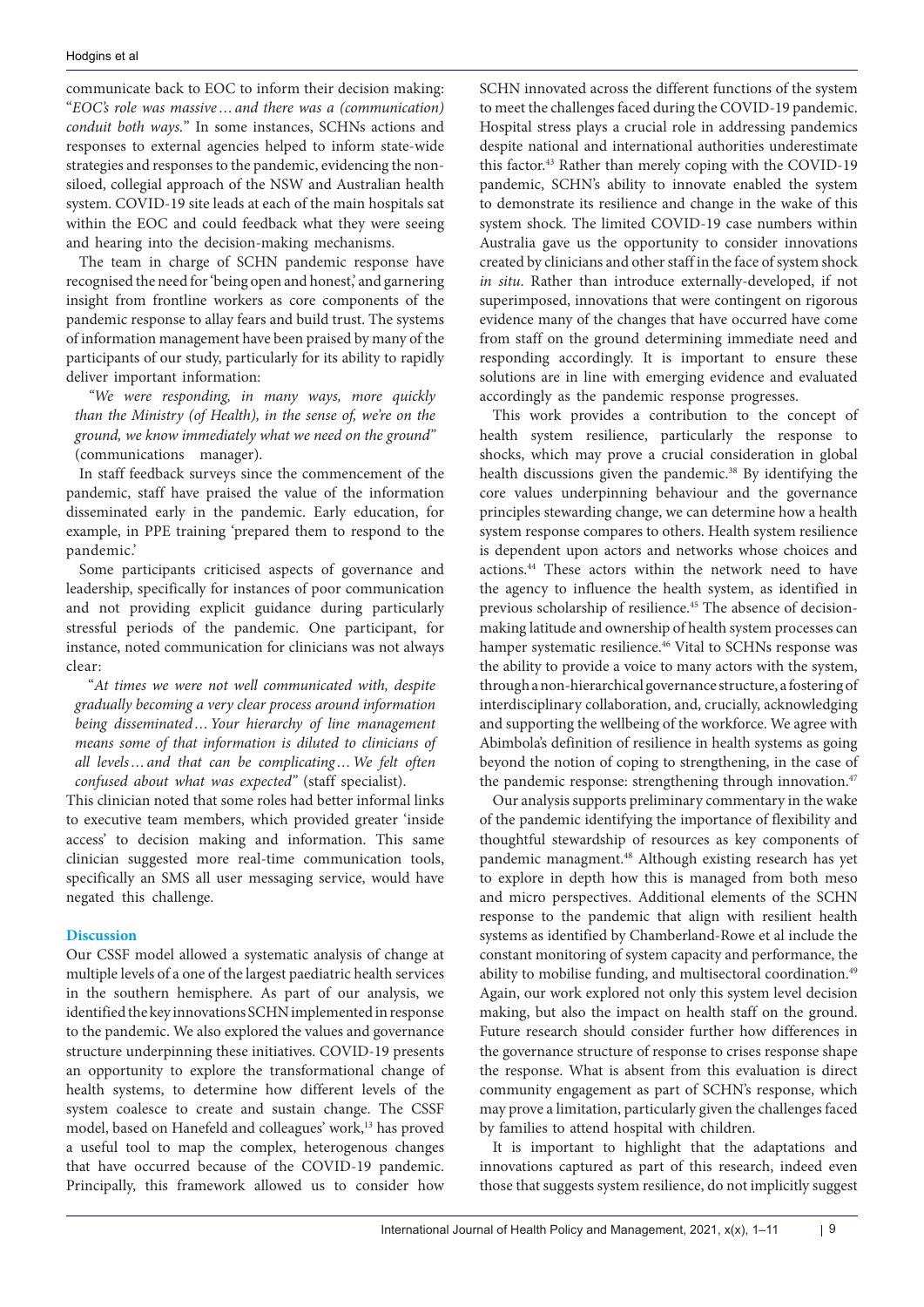communicate back to EOC to inform their decision making: "*EOC's role was massive… and there was a (communication) conduit both ways.*" In some instances, SCHNs actions and responses to external agencies helped to inform state-wide strategies and responses to the pandemic, evidencing the non-siloed, collegial approach of the NSW and Australian health system. COVID-19 site leads at each of the main hospitals sat within the EOC and could feedback what they were seeing and hearing into the decision-making mechanisms.

The team in charge of SCHN pandemic response have recognised the need for 'being open and honest,' and garnering insight from frontline workers as core components of the pandemic response to allay fears and build trust. The systems of information management have been praised by many of the participants of our study, particularly for its ability to rapidly deliver important information:

*"We were responding, in many ways, more quickly than the Ministry (of Health), in the sense of, we're on the ground, we know immediately what we need on the ground"* (communications manager).

In staff feedback surveys since the commencement of the pandemic, staff have praised the value of the information disseminated early in the pandemic. Early education, for example, in PPE training 'prepared them to respond to the pandemic.'

Some participants criticised aspects of governance and leadership, specifically for instances of poor communication and not providing explicit guidance during particularly stressful periods of the pandemic. One participant, for instance, noted communication for clinicians was not always clear:

"*At times we were not well communicated with, despite gradually becoming a very clear process around information being disseminated… Your hierarchy of line management means some of that information is diluted to clinicians of all levels… and that can be complicating… We felt often confused about what was expected*" (staff specialist).

This clinician noted that some roles had better informal links to executive team members, which provided greater 'inside access' to decision making and information. This same clinician suggested more real-time communication tools, specifically an SMS all user messaging service, would have negated this challenge.

## Discussion

Our CSSF model allowed a systematic analysis of change at multiple levels of a one of the largest paediatric health services in the southern hemisphere. As part of our analysis, we identified the key innovations SCHN implemented in response to the pandemic. We also explored the values and governance structure underpinning these initiatives. COVID-19 presents an opportunity to explore the transformational change of health systems, to determine how different levels of the system coalesce to create and sustain change. The CSSF model, based on Hanefeld and colleagues' work,[13] has proved a useful tool to map the complex, heterogenous changes that have occurred because of the COVID-19 pandemic. Principally, this framework allowed us to consider how SCHN innovated across the different functions of the system to meet the challenges faced during the COVID-19 pandemic. Hospital stress plays a crucial role in addressing pandemics despite national and international authorities underestimate this factor.[43] Rather than merely coping with the COVID-19 pandemic, SCHN's ability to innovate enabled the system to demonstrate its resilience and change in the wake of this system shock. The limited COVID-19 case numbers within Australia gave us the opportunity to consider innovations created by clinicians and other staff in the face of system shock *in situ*. Rather than introduce externally-developed, if not superimposed, innovations that were contingent on rigorous evidence many of the changes that have occurred have come from staff on the ground determining immediate need and responding accordingly. It is important to ensure these solutions are in line with emerging evidence and evaluated accordingly as the pandemic response progresses.

This work provides a contribution to the concept of health system resilience, particularly the response to shocks, which may prove a crucial consideration in global health discussions given the pandemic.[38] By identifying the core values underpinning behaviour and the governance principles stewarding change, we can determine how a health system response compares to others. Health system resilience is dependent upon actors and networks whose choices and actions.[44] These actors within the network need to have the agency to influence the health system, as identified in previous scholarship of resilience.[45] The absence of decision-making latitude and ownership of health system processes can hamper systematic resilience.[46] Vital to SCHNs response was the ability to provide a voice to many actors with the system, through a non-hierarchical governance structure, a fostering of interdisciplinary collaboration, and, crucially, acknowledging and supporting the wellbeing of the workforce. We agree with Abimbola's definition of resilience in health systems as going beyond the notion of coping to strengthening, in the case of the pandemic response: strengthening through innovation.[47]

Our analysis supports preliminary commentary in the wake of the pandemic identifying the importance of flexibility and thoughtful stewardship of resources as key components of pandemic managment.[48] Although existing research has yet to explore in depth how this is managed from both meso and micro perspectives. Additional elements of the SCHN response to the pandemic that align with resilient health systems as identified by Chamberland-Rowe et al include the constant monitoring of system capacity and performance, the ability to mobilise funding, and multisectoral coordination.[49] Again, our work explored not only this system level decision making, but also the impact on health staff on the ground. Future research should consider further how differences in the governance structure of response to crises response shape the response. What is absent from this evaluation is direct community engagement as part of SCHN's response, which may prove a limitation, particularly given the challenges faced by families to attend hospital with children.

It is important to highlight that the adaptations and innovations captured as part of this research, indeed even those that suggests system resilience, do not implicitly suggest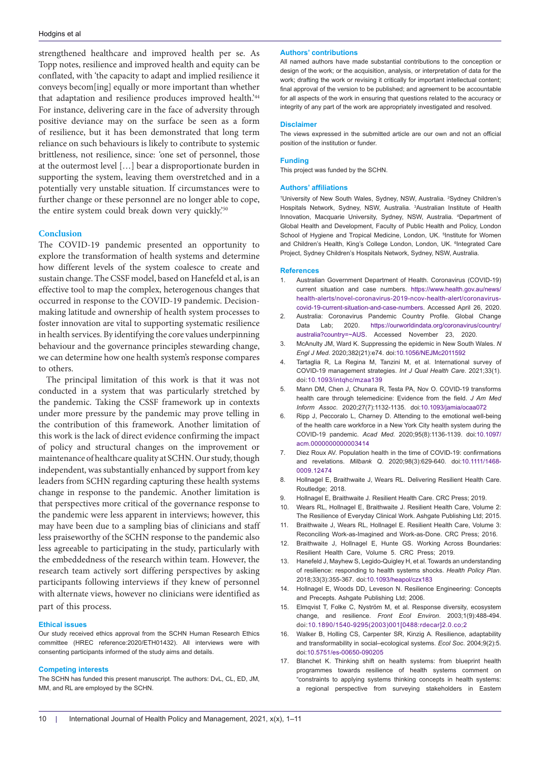strengthened healthcare and improved health per se. As Topp notes, resilience and improved health and equity can be conflated, with 'the capacity to adapt and implied resilience it conveys becom[ing] equally or more important than whether that adaptation and resilience produces improved health.'[44] For instance, delivering care in the face of adversity through positive deviance may on the surface be seen as a form of resilience, but it has been demonstrated that long term reliance on such behaviours is likely to contribute to systemic brittleness, not resilience, since: 'one set of personnel, those at the outermost level […] bear a disproportionate burden in supporting the system, leaving them overstretched and in a potentially very unstable situation. If circumstances were to further change or these personnel are no longer able to cope, the entire system could break down very quickly.'[50]

## Conclusion

The COVID-19 pandemic presented an opportunity to explore the transformation of health systems and determine how different levels of the system coalesce to create and sustain change. The CSSF model, based on Hanefeld et al, is an effective tool to map the complex, heterogenous changes that occurred in response to the COVID-19 pandemic. Decision-making latitude and ownership of health system processes to foster innovation are vital to supporting systematic resilience in health services. By identifying the core values underpinning behaviour and the governance principles stewarding change, we can determine how one health system's response compares to others.

The principal limitation of this work is that it was not conducted in a system that was particularly stretched by the pandemic. Taking the CSSF framework up in contexts under more pressure by the pandemic may prove telling in the contribution of this framework. Another limitation of this work is the lack of direct evidence confirming the impact of policy and structural changes on the improvement or maintenance of healthcare quality at SCHN. Our study, though independent, was substantially enhanced by support from key leaders from SCHN regarding capturing these health systems change in response to the pandemic. Another limitation is that perspectives more critical of the governance response to the pandemic were less apparent in interviews; however, this may have been due to a sampling bias of clinicians and staff less praiseworthy of the SCHN response to the pandemic also less agreeable to participating in the study, particularly with the embeddedness of the research within team. However, the research team actively sort differing perspectives by asking participants following interviews if they knew of personnel with alternate views, however no clinicians were identified as part of this process.

### Ethical issues

Our study received ethics approval from the SCHN Human Research Ethics committee (HREC reference:2020/ETH01432). All interviews were with consenting participants informed of the study aims and details.

### Competing interests

The SCHN has funded this present manuscript. The authors: DvL, CL, ED, JM, MM, and RL are employed by the SCHN.

### Authors' contributions

All named authors have made substantial contributions to the conception or design of the work; or the acquisition, analysis, or interpretation of data for the work; drafting the work or revising it critically for important intellectual content; final approval of the version to be published; and agreement to be accountable for all aspects of the work in ensuring that questions related to the accuracy or integrity of any part of the work are appropriately investigated and resolved.

### Disclaimer

The views expressed in the submitted article are our own and not an official position of the institution or funder.

### Funding

This project was funded by the SCHN.

### Authors' affiliations

[1]University of New South Wales, Sydney, NSW, Australia. [2]Sydney Children's Hospitals Network, Sydney, NSW, Australia. [3]Australian Institute of Health Innovation, Macquarie University, Sydney, NSW, Australia. [4]Department of Global Health and Development, Faculty of Public Health and Policy, London School of Hygiene and Tropical Medicine, London, UK. [5]Institute for Women and Children's Health, King's College London, London, UK. [6]Integrated Care Project, Sydney Children's Hospitals Network, Sydney, NSW, Australia.

### References

1. Australian Government Department of Health. Coronavirus (COVID-19) current situation and case numbers. https://www.health.gov.au/news/health-alerts/novel-coronavirus-2019-ncov-health-alert/coronavirus-covid-19-current-situation-and-case-numbers. Accessed April 26, 2020.
2. Australia: Coronavirus Pandemic Country Profile. Global Change Data Lab; 2020. https://ourworldindata.org/coronavirus/country/australia?country=~AUS. Accessed November 23, 2020.
3. McAnulty JM, Ward K. Suppressing the epidemic in New South Wales. *N Engl J Med*. 2020;382(21):e74. doi:10.1056/NEJMc2011592
4. Tartaglia R, La Regina M, Tanzini M, et al. International survey of COVID-19 management strategies. *Int J Qual Health Care*. 2021;33(1). doi:10.1093/intqhc/mzaa139
5. Mann DM, Chen J, Chunara R, Testa PA, Nov O. COVID-19 transforms health care through telemedicine: Evidence from the field. *J Am Med Inform Assoc*. 2020;27(7):1132-1135. doi:10.1093/jamia/ocaa072
6. Ripp J, Peccoralo L, Charney D. Attending to the emotional well-being of the health care workforce in a New York City health system during the COVID-19 pandemic. *Acad Med*. 2020;95(8):1136-1139. doi:10.1097/acm.0000000000003414
7. Diez Roux AV. Population health in the time of COVID-19: confirmations and revelations. *Milbank Q*. 2020;98(3):629-640. doi:10.1111/1468-0009.12474
8. Hollnagel E, Braithwaite J, Wears RL. Delivering Resilient Health Care. Routledge; 2018.
9. Hollnagel E, Braithwaite J. Resilient Health Care. CRC Press; 2019.
10. Wears RL, Hollnagel E, Braithwaite J. Resilient Health Care, Volume 2: The Resilience of Everyday Clinical Work. Ashgate Publishing Ltd; 2015.
11. Braithwaite J, Wears RL, Hollnagel E. Resilient Health Care, Volume 3: Reconciling Work-as-Imagined and Work-as-Done. CRC Press; 2016.
12. Braithwaite J, Hollnagel E, Hunte GS. Working Across Boundaries: Resilient Health Care, Volume 5. CRC Press; 2019.
13. Hanefeld J, Mayhew S, Legido-Quigley H, et al. Towards an understanding of resilience: responding to health systems shocks. *Health Policy Plan*. 2018;33(3):355-367. doi:10.1093/heapol/czx183
14. Hollnagel E, Woods DD, Leveson N. Resilience Engineering: Concepts and Precepts. Ashgate Publishing Ltd; 2006.
15. Elmqvist T, Folke C, Nyström M, et al. Response diversity, ecosystem change, and resilience. *Front Ecol Environ*. 2003;1(9):488-494. doi:10.1890/1540-9295(2003)001[0488:rdecar]2.0.co;2
16. Walker B, Holling CS, Carpenter SR, Kinzig A. Resilience, adaptability and transformability in social–ecological systems. *Ecol Soc*. 2004;9(2):5. doi:10.5751/es-00650-090205
17. Blanchet K. Thinking shift on health systems: from blueprint health programmes towards resilience of health systems comment on "constraints to applying systems thinking concepts in health systems: a regional perspective from surveying stakeholders in Eastern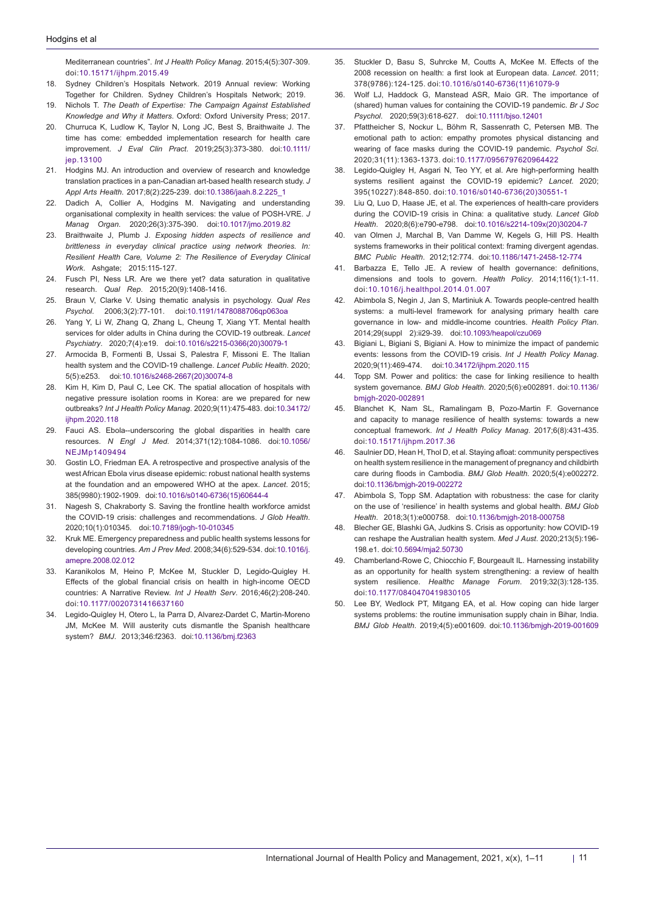Mediterranean countries". *Int J Health Policy Manag*. 2015;4(5):307-309. doi:10.15171/ijhpm.2015.49

18. Sydney Children's Hospitals Network. 2019 Annual review: Working Together for Children. Sydney Children's Hospitals Network; 2019.
19. Nichols T. *The Death of Expertise: The Campaign Against Established Knowledge and Why it Matters*. Oxford: Oxford University Press; 2017.
20. Churruca K, Ludlow K, Taylor N, Long JC, Best S, Braithwaite J. The time has come: embedded implementation research for health care improvement. *J Eval Clin Pract*. 2019;25(3):373-380. doi:10.1111/jep.13100
21. Hodgins MJ. An introduction and overview of research and knowledge translation practices in a pan-Canadian art-based health research study. *J Appl Arts Health*. 2017;8(2):225-239. doi:10.1386/jaah.8.2.225_1
22. Dadich A, Collier A, Hodgins M. Navigating and understanding organisational complexity in health services: the value of POSH-VRE. *J Manag Organ*. 2020;26(3):375-390. doi:10.1017/jmo.2019.82
23. Braithwaite J, Plumb J. *Exposing hidden aspects of resilience and brittleness in everyday clinical practice using network theories. In: Resilient Health Care, Volume 2: The Resilience of Everyday Clinical Work*. Ashgate; 2015:115-127.
24. Fusch PI, Ness LR. Are we there yet? data saturation in qualitative research. *Qual Rep*. 2015;20(9):1408-1416.
25. Braun V, Clarke V. Using thematic analysis in psychology. *Qual Res Psychol*. 2006;3(2):77-101. doi:10.1191/1478088706qp063oa
26. Yang Y, Li W, Zhang Q, Zhang L, Cheung T, Xiang YT. Mental health services for older adults in China during the COVID-19 outbreak. *Lancet Psychiatry*. 2020;7(4):e19. doi:10.1016/s2215-0366(20)30079-1
27. Armocida B, Formenti B, Ussai S, Palestra F, Missoni E. The Italian health system and the COVID-19 challenge. *Lancet Public Health*. 2020; 5(5):e253. doi:10.1016/s2468-2667(20)30074-8
28. Kim H, Kim D, Paul C, Lee CK. The spatial allocation of hospitals with negative pressure isolation rooms in Korea: are we prepared for new outbreaks? *Int J Health Policy Manag*. 2020;9(11):475-483. doi:10.34172/ijhpm.2020.118
29. Fauci AS. Ebola--underscoring the global disparities in health care resources. *N Engl J Med*. 2014;371(12):1084-1086. doi:10.1056/NEJMp1409494
30. Gostin LO, Friedman EA. A retrospective and prospective analysis of the west African Ebola virus disease epidemic: robust national health systems at the foundation and an empowered WHO at the apex. *Lancet*. 2015; 385(9980):1902-1909. doi:10.1016/s0140-6736(15)60644-4
31. Nagesh S, Chakraborty S. Saving the frontline health workforce amidst the COVID-19 crisis: challenges and recommendations. *J Glob Health*. 2020;10(1):010345. doi:10.7189/jogh-10-010345
32. Kruk ME. Emergency preparedness and public health systems lessons for developing countries. *Am J Prev Med*. 2008;34(6):529-534. doi:10.1016/j.amepre.2008.02.012
33. Karanikolos M, Heino P, McKee M, Stuckler D, Legido-Quigley H. Effects of the global financial crisis on health in high-income OECD countries: A Narrative Review. *Int J Health Serv*. 2016;46(2):208-240. doi:10.1177/0020731416637160
34. Legido-Quigley H, Otero L, la Parra D, Alvarez-Dardet C, Martin-Moreno JM, McKee M. Will austerity cuts dismantle the Spanish healthcare system? *BMJ*. 2013;346:f2363. doi:10.1136/bmj.f2363
35. Stuckler D, Basu S, Suhrcke M, Coutts A, McKee M. Effects of the 2008 recession on health: a first look at European data. *Lancet*. 2011; 378(9786):124-125. doi:10.1016/s0140-6736(11)61079-9
36. Wolf LJ, Haddock G, Manstead ASR, Maio GR. The importance of (shared) human values for containing the COVID-19 pandemic. *Br J Soc Psychol*. 2020;59(3):618-627. doi:10.1111/bjso.12401
37. Pfattheicher S, Nockur L, Böhm R, Sassenrath C, Petersen MB. The emotional path to action: empathy promotes physical distancing and wearing of face masks during the COVID-19 pandemic. *Psychol Sci*. 2020;31(11):1363-1373. doi:10.1177/0956797620964422
38. Legido-Quigley H, Asgari N, Teo YY, et al. Are high-performing health systems resilient against the COVID-19 epidemic? *Lancet*. 2020; 395(10227):848-850. doi:10.1016/s0140-6736(20)30551-1
39. Liu Q, Luo D, Haase JE, et al. The experiences of health-care providers during the COVID-19 crisis in China: a qualitative study. *Lancet Glob Health*. 2020;8(6):e790-e798. doi:10.1016/s2214-109x(20)30204-7
40. van Olmen J, Marchal B, Van Damme W, Kegels G, Hill PS. Health systems frameworks in their political context: framing divergent agendas. *BMC Public Health*. 2012;12:774. doi:10.1186/1471-2458-12-774
41. Barbazza E, Tello JE. A review of health governance: definitions, dimensions and tools to govern. *Health Policy*. 2014;116(1):1-11. doi:10.1016/j.healthpol.2014.01.007
42. Abimbola S, Negin J, Jan S, Martiniuk A. Towards people-centred health systems: a multi-level framework for analysing primary health care governance in low- and middle-income countries. *Health Policy Plan*. 2014;29(suppl 2):ii29-39. doi:10.1093/heapol/czu069
43. Bigiani L, Bigiani S, Bigiani A. How to minimize the impact of pandemic events: lessons from the COVID-19 crisis. *Int J Health Policy Manag*. 2020;9(11):469-474. doi:10.34172/ijhpm.2020.115
44. Topp SM. Power and politics: the case for linking resilience to health system governance. *BMJ Glob Health*. 2020;5(6):e002891. doi:10.1136/bmjgh-2020-002891
45. Blanchet K, Nam SL, Ramalingam B, Pozo-Martin F. Governance and capacity to manage resilience of health systems: towards a new conceptual framework. *Int J Health Policy Manag*. 2017;6(8):431-435. doi:10.15171/ijhpm.2017.36
46. Saulnier DD, Hean H, Thol D, et al. Staying afloat: community perspectives on health system resilience in the management of pregnancy and childbirth care during floods in Cambodia. *BMJ Glob Health*. 2020;5(4):e002272. doi:10.1136/bmjgh-2019-002272
47. Abimbola S, Topp SM. Adaptation with robustness: the case for clarity on the use of 'resilience' in health systems and global health. *BMJ Glob Health*. 2018;3(1):e000758. doi:10.1136/bmjgh-2018-000758
48. Blecher GE, Blashki GA, Judkins S. Crisis as opportunity: how COVID-19 can reshape the Australian health system. *Med J Aust*. 2020;213(5):196-198.e1. doi:10.5694/mja2.50730
49. Chamberland-Rowe C, Chiocchio F, Bourgeault IL. Harnessing instability as an opportunity for health system strengthening: a review of health system resilience. *Healthc Manage Forum*. 2019;32(3):128-135. doi:10.1177/0840470419830105
50. Lee BY, Wedlock PT, Mitgang EA, et al. How coping can hide larger systems problems: the routine immunisation supply chain in Bihar, India. *BMJ Glob Health*. 2019;4(5):e001609. doi:10.1136/bmjgh-2019-001609